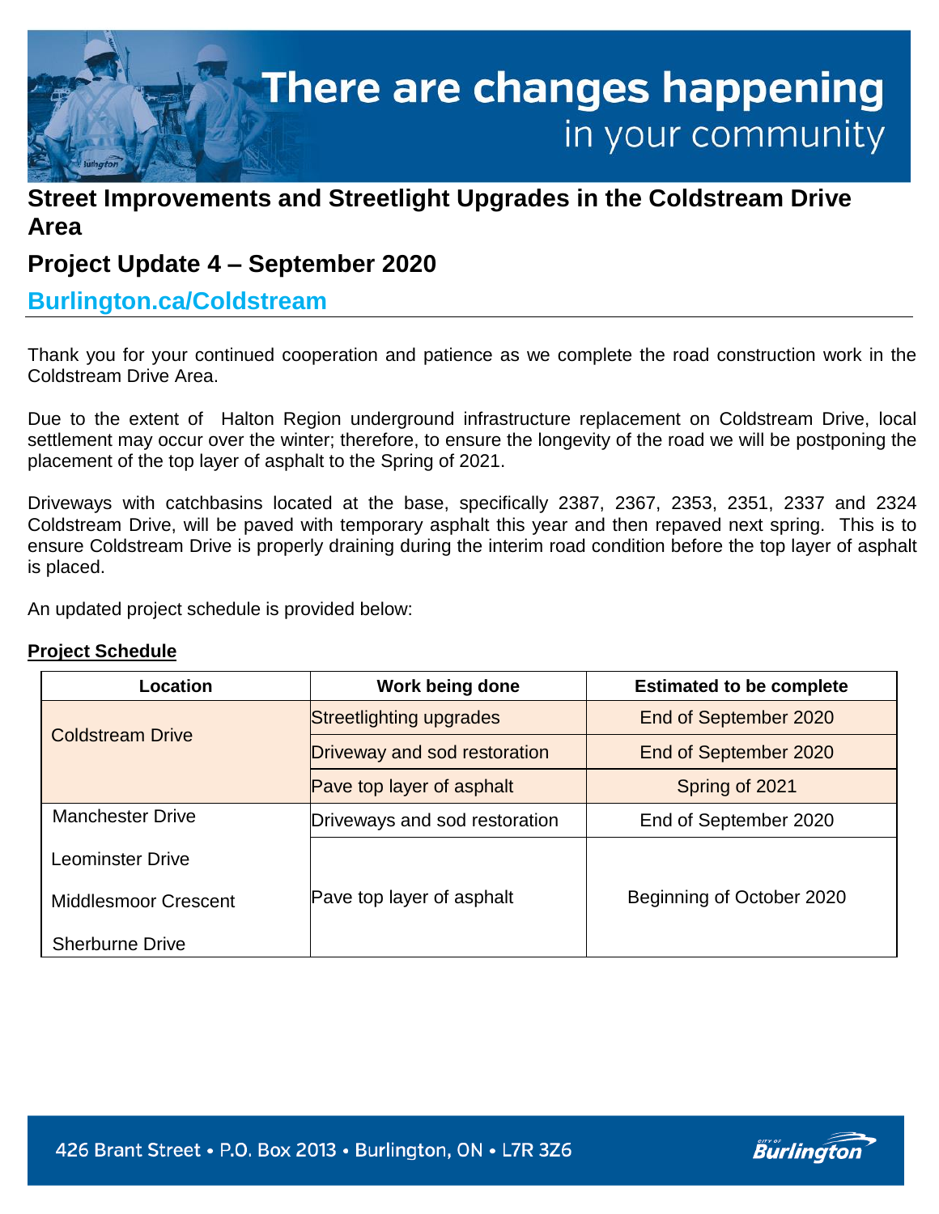# There are changes happening in your community

## Street Improvements and Streetlight Upgrades in the Coldstream Drive Area

## Project Update 4 – September 2020

### Burlington.ca/Coldstream

Thank you for your continued cooperation and patience as we complete the road construction work in the Coldstream Drive Area.

Due to the extent of Halton Region underground infrastructure replacement on Coldstream Drive, local settlement may occur over the winter; therefore, to ensure the longevity of the road we will be postponing the placement of the top layer of asphalt to the Spring of 2021.

Driveways with catchbasins located at the base, specifically 2387, 2367, 2353, 2351, 2337 and 2324 Coldstream Drive, will be paved with temporary asphalt this year and then repaved next spring. This is to ensure Coldstream Drive is properly draining during the interim road condition before the top layer of asphalt is placed.

An updated project schedule is provided below:

**Project Schedule**

| Location | Work being done | Estimated to be complete |
|---|---|---|
| Coldstream Drive | Streetlighting upgrades | End of September 2020 |
| | Driveway and sod restoration | End of September 2020 |
| | Pave top layer of asphalt | Spring of 2021 |
| Manchester Drive | Driveways and sod restoration | End of September 2020 |
| Leominster Drive<br>Middlesmoor Crescent<br>Sherburne Drive | Pave top layer of asphalt | Beginning of October 2020 |

426 Brant Street • P.O. Box 2013 • Burlington, ON • L7R 3Z6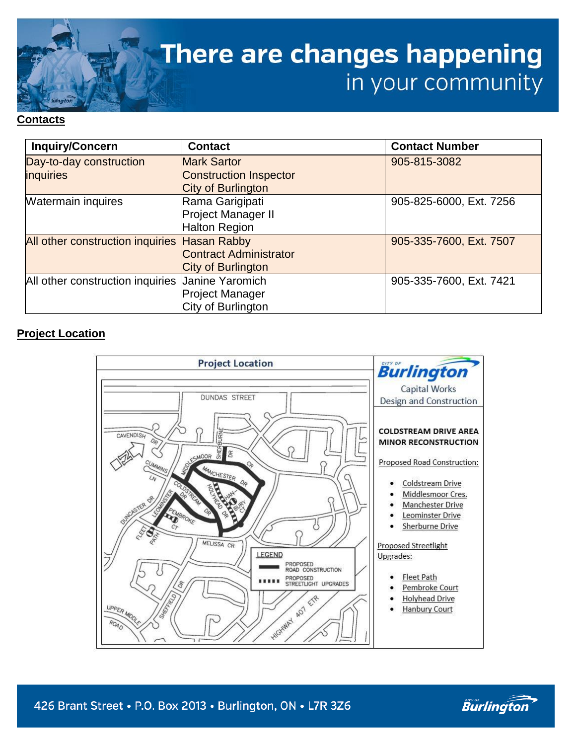# There are changes happening in your community

**Contacts**

| Inquiry/Concern | Contact | Contact Number |
|---|---|---|
| Day-to-day construction inquiries | Mark Sartor<br>Construction Inspector<br>City of Burlington | 905-815-3082 |
| Watermain inquires | Rama Garigipati<br>Project Manager II<br>Halton Region | 905-825-6000, Ext. 7256 |
| All other construction inquiries | Hasan Rabby<br>Contract Administrator<br>City of Burlington | 905-335-7600, Ext. 7507 |
| All other construction inquiries | Janine Yaromich<br>Project Manager<br>City of Burlington | 905-335-7600, Ext. 7421 |

**Project Location**

Project Location

City of Burlington
Capital Works
Design and Construction

**COLDSTREAM DRIVE AREA MINOR RECONSTRUCTION**

Proposed Road Construction:

- Coldstream Drive
- Middlesmoor Cres.
- Manchester Drive
- Leominster Drive
- Sherburne Drive

Proposed Streetlight Upgrades:

- Fleet Path
- Pembroke Court
- Holyhead Drive
- Hanbury Court

LEGEND
- PROPOSED ROAD CONSTRUCTION
- PROPOSED STREETLIGHT UPGRADES

426 Brant Street • P.O. Box 2013 • Burlington, ON • L7R 3Z6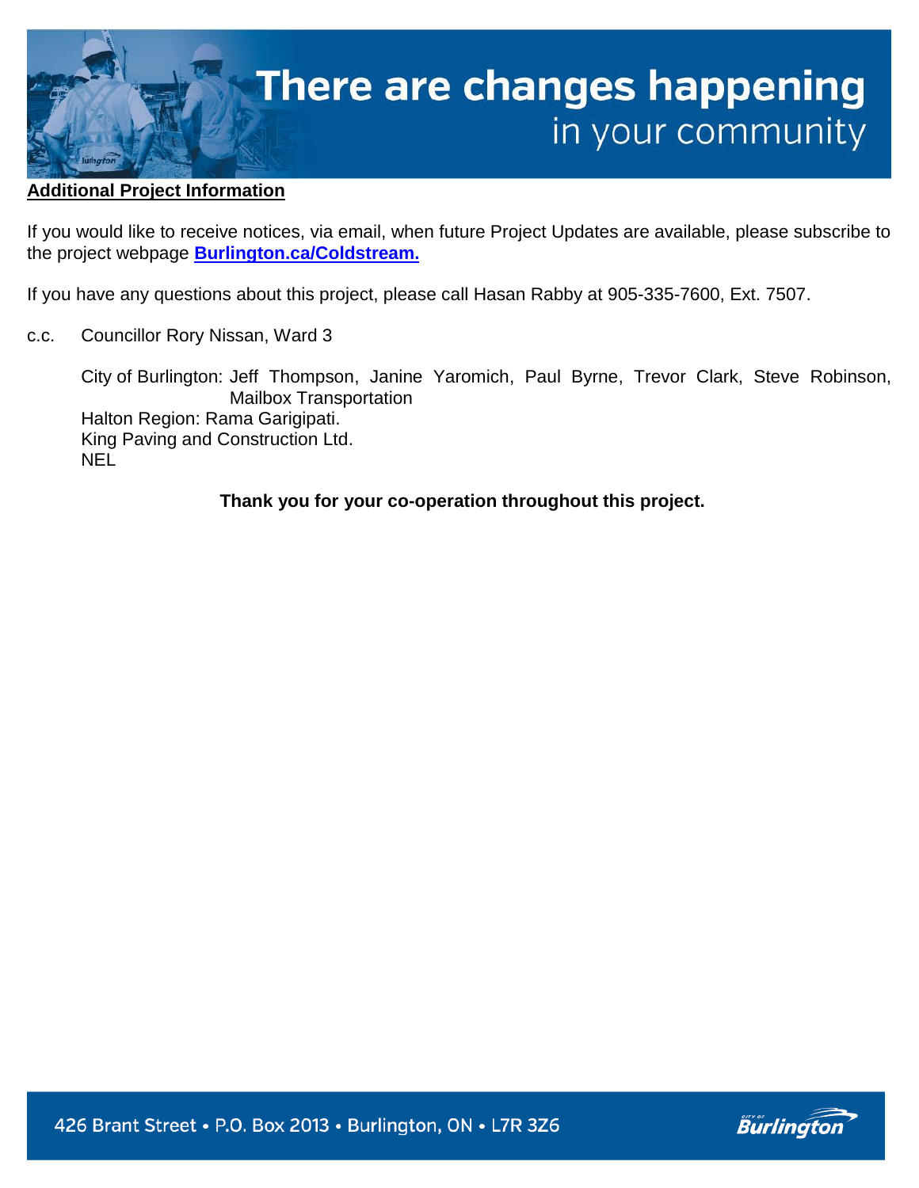**Additional Project Information**

If you would like to receive notices, via email, when future Project Updates are available, please subscribe to the project webpage **[Burlington.ca/Coldstream.](Burlington.ca/Coldstream)**

If you have any questions about this project, please call Hasan Rabby at 905-335-7600, Ext. 7507.

c.c. Councillor Rory Nissan, Ward 3

City of Burlington: Jeff Thompson, Janine Yaromich, Paul Byrne, Trevor Clark, Steve Robinson, Mailbox Transportation
Halton Region: Rama Garigipati.
King Paving and Construction Ltd.
NEL

**Thank you for your co-operation throughout this project.**